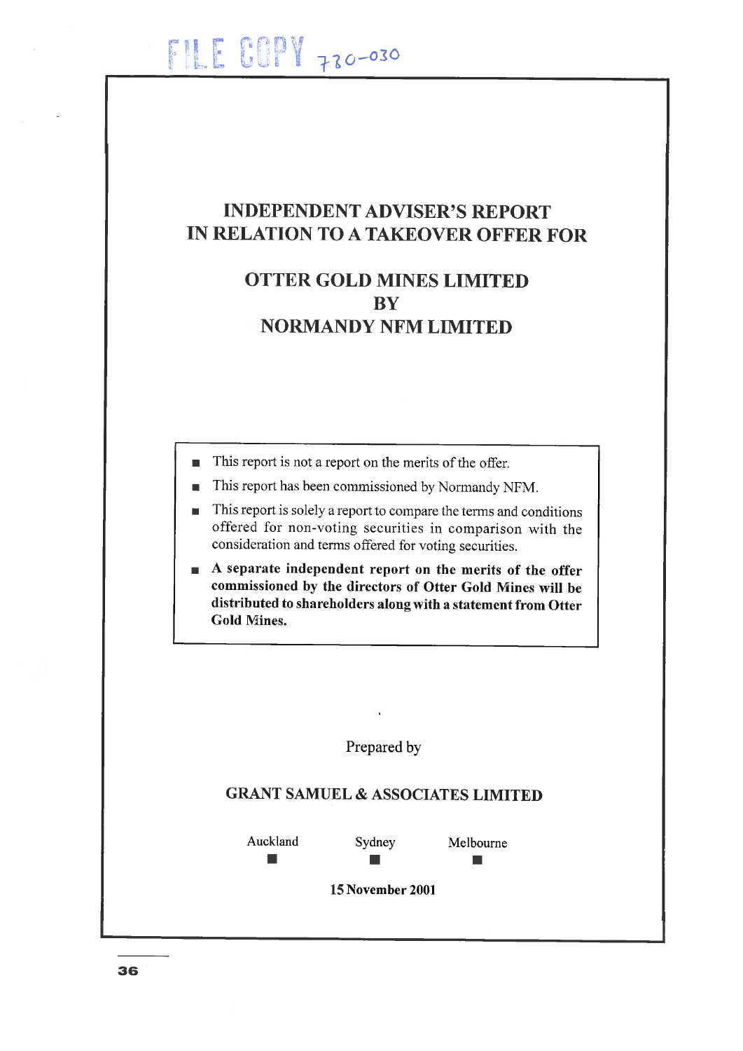FILE COPY 730-030

# INDEPENDENT ADVISER'S REPORT IN RELATION TO A TAKEOVER OFFER FOR

## OTTER GOLD MINES LIMITED BY NORMANDY NFM LIMITED

- This report is not a report on the merits of the offer.
- This report has been commissioned by Normandy NFM.
- This report is solely a report to compare the terms and conditions offered for non-voting securities in comparison with the consideration and terms offered for voting securities.
- **A separate independent report on the merits of the offer commissioned by the directors of Otter Gold Mines will be distributed to shareholders along with a statement from Otter Gold Mines.**

Prepared by

**GRANT SAMUEL & ASSOCIATES LIMITED**

Auckland ■ Sydney ■ Melbourne ■

**15 November 2001**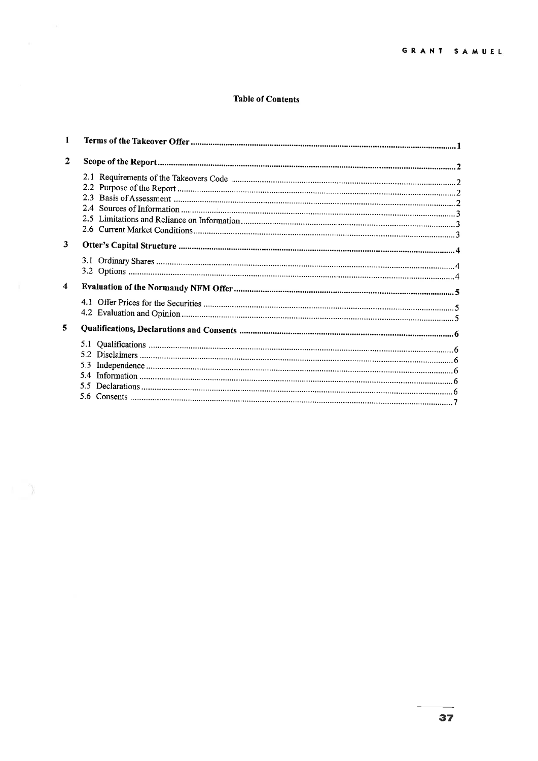# Table of Contents

| | | |
|---|---|---|
| **1** | **Terms of the Takeover Offer** | **1** |
| **2** | **Scope of the Report** | **2** |
| | 2.1 Requirements of the Takeovers Code | 2 |
| | 2.2 Purpose of the Report | 2 |
| | 2.3 Basis of Assessment | 2 |
| | 2.4 Sources of Information | 3 |
| | 2.5 Limitations and Reliance on Information | 3 |
| | 2.6 Current Market Conditions | 3 |
| **3** | **Otter's Capital Structure** | **4** |
| | 3.1 Ordinary Shares | 4 |
| | 3.2 Options | 4 |
| **4** | **Evaluation of the Normandy NFM Offer** | **5** |
| | 4.1 Offer Prices for the Securities | 5 |
| | 4.2 Evaluation and Opinion | 5 |
| **5** | **Qualifications, Declarations and Consents** | **6** |
| | 5.1 Qualifications | 6 |
| | 5.2 Disclaimers | 6 |
| | 5.3 Independence | 6 |
| | 5.4 Information | 6 |
| | 5.5 Declarations | 6 |
| | 5.6 Consents | 7 |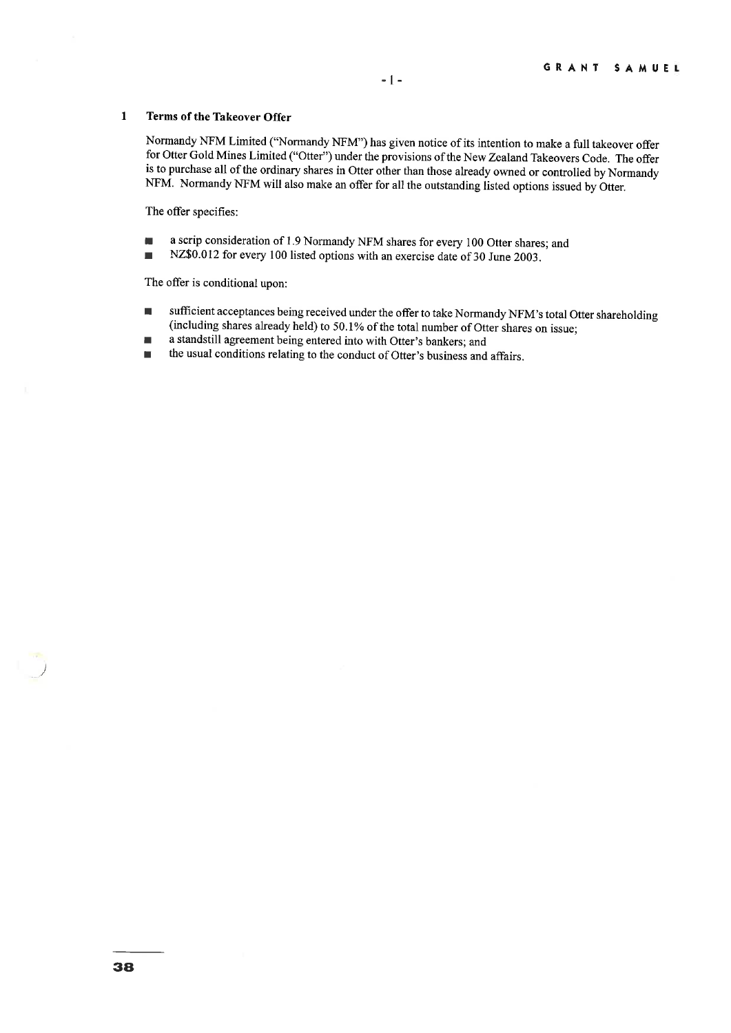## 1 Terms of the Takeover Offer

Normandy NFM Limited ("Normandy NFM") has given notice of its intention to make a full takeover offer for Otter Gold Mines Limited ("Otter") under the provisions of the New Zealand Takeovers Code. The offer is to purchase all of the ordinary shares in Otter other than those already owned or controlled by Normandy NFM. Normandy NFM will also make an offer for all the outstanding listed options issued by Otter.

The offer specifies:

- a scrip consideration of 1.9 Normandy NFM shares for every 100 Otter shares; and
- NZ$0.012 for every 100 listed options with an exercise date of 30 June 2003.

The offer is conditional upon:

- sufficient acceptances being received under the offer to take Normandy NFM's total Otter shareholding (including shares already held) to 50.1% of the total number of Otter shares on issue;
- a standstill agreement being entered into with Otter's bankers; and
- the usual conditions relating to the conduct of Otter's business and affairs.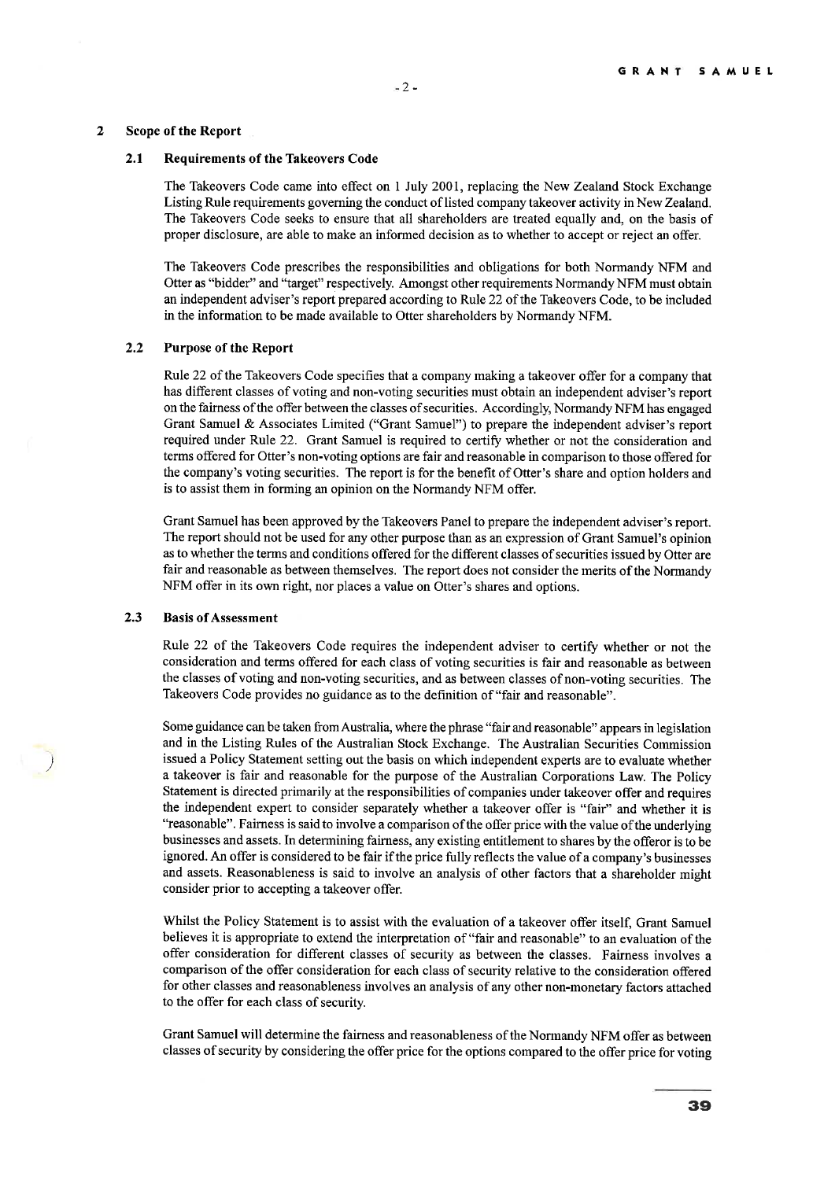## 2 Scope of the Report

### 2.1 Requirements of the Takeovers Code

The Takeovers Code came into effect on 1 July 2001, replacing the New Zealand Stock Exchange Listing Rule requirements governing the conduct of listed company takeover activity in New Zealand. The Takeovers Code seeks to ensure that all shareholders are treated equally and, on the basis of proper disclosure, are able to make an informed decision as to whether to accept or reject an offer.

The Takeovers Code prescribes the responsibilities and obligations for both Normandy NFM and Otter as "bidder" and "target" respectively. Amongst other requirements Normandy NFM must obtain an independent adviser's report prepared according to Rule 22 of the Takeovers Code, to be included in the information to be made available to Otter shareholders by Normandy NFM.

### 2.2 Purpose of the Report

Rule 22 of the Takeovers Code specifies that a company making a takeover offer for a company that has different classes of voting and non-voting securities must obtain an independent adviser's report on the fairness of the offer between the classes of securities. Accordingly, Normandy NFM has engaged Grant Samuel & Associates Limited ("Grant Samuel") to prepare the independent adviser's report required under Rule 22. Grant Samuel is required to certify whether or not the consideration and terms offered for Otter's non-voting options are fair and reasonable in comparison to those offered for the company's voting securities. The report is for the benefit of Otter's share and option holders and is to assist them in forming an opinion on the Normandy NFM offer.

Grant Samuel has been approved by the Takeovers Panel to prepare the independent adviser's report. The report should not be used for any other purpose than as an expression of Grant Samuel's opinion as to whether the terms and conditions offered for the different classes of securities issued by Otter are fair and reasonable as between themselves. The report does not consider the merits of the Normandy NFM offer in its own right, nor places a value on Otter's shares and options.

### 2.3 Basis of Assessment

Rule 22 of the Takeovers Code requires the independent adviser to certify whether or not the consideration and terms offered for each class of voting securities is fair and reasonable as between the classes of voting and non-voting securities, and as between classes of non-voting securities. The Takeovers Code provides no guidance as to the definition of "fair and reasonable".

Some guidance can be taken from Australia, where the phrase "fair and reasonable" appears in legislation and in the Listing Rules of the Australian Stock Exchange. The Australian Securities Commission issued a Policy Statement setting out the basis on which independent experts are to evaluate whether a takeover is fair and reasonable for the purpose of the Australian Corporations Law. The Policy Statement is directed primarily at the responsibilities of companies under takeover offer and requires the independent expert to consider separately whether a takeover offer is "fair" and whether it is "reasonable". Fairness is said to involve a comparison of the offer price with the value of the underlying businesses and assets. In determining fairness, any existing entitlement to shares by the offeror is to be ignored. An offer is considered to be fair if the price fully reflects the value of a company's businesses and assets. Reasonableness is said to involve an analysis of other factors that a shareholder might consider prior to accepting a takeover offer.

Whilst the Policy Statement is to assist with the evaluation of a takeover offer itself, Grant Samuel believes it is appropriate to extend the interpretation of "fair and reasonable" to an evaluation of the offer consideration for different classes of security as between the classes. Fairness involves a comparison of the offer consideration for each class of security relative to the consideration offered for other classes and reasonableness involves an analysis of any other non-monetary factors attached to the offer for each class of security.

Grant Samuel will determine the fairness and reasonableness of the Normandy NFM offer as between classes of security by considering the offer price for the options compared to the offer price for voting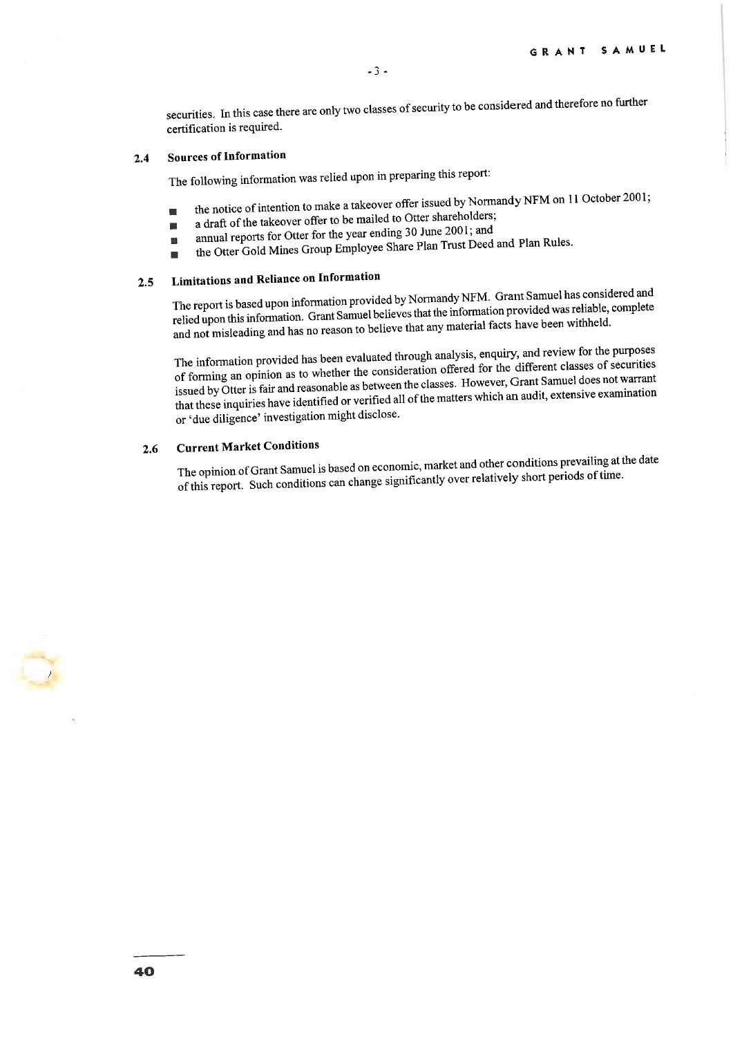securities. In this case there are only two classes of security to be considered and therefore no further certification is required.

## 2.4 Sources of Information

The following information was relied upon in preparing this report:

- the notice of intention to make a takeover offer issued by Normandy NFM on 11 October 2001;
- a draft of the takeover offer to be mailed to Otter shareholders;
- annual reports for Otter for the year ending 30 June 2001; and
- the Otter Gold Mines Group Employee Share Plan Trust Deed and Plan Rules.

## 2.5 Limitations and Reliance on Information

The report is based upon information provided by Normandy NFM. Grant Samuel has considered and relied upon this information. Grant Samuel believes that the information provided was reliable, complete and not misleading and has no reason to believe that any material facts have been withheld.

The information provided has been evaluated through analysis, enquiry, and review for the purposes of forming an opinion as to whether the consideration offered for the different classes of securities issued by Otter is fair and reasonable as between the classes. However, Grant Samuel does not warrant that these inquiries have identified or verified all of the matters which an audit, extensive examination or 'due diligence' investigation might disclose.

## 2.6 Current Market Conditions

The opinion of Grant Samuel is based on economic, market and other conditions prevailing at the date of this report. Such conditions can change significantly over relatively short periods of time.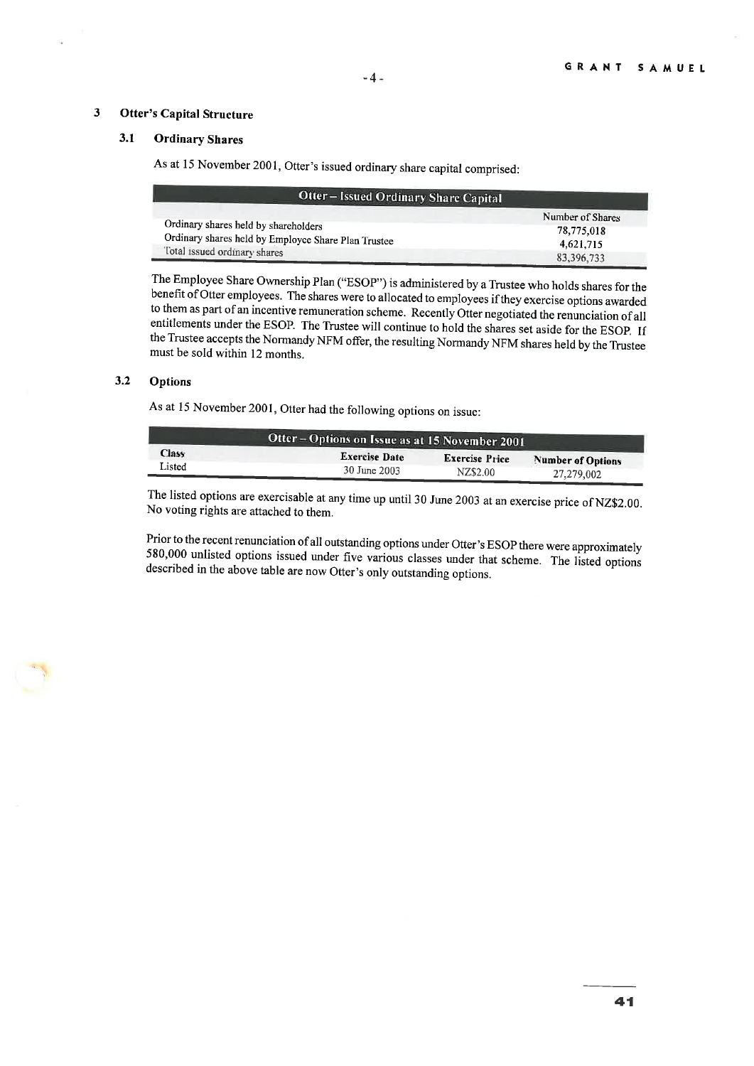## 3 Otter's Capital Structure

### 3.1 Ordinary Shares

As at 15 November 2001, Otter's issued ordinary share capital comprised:

| Otter – Issued Ordinary Share Capital | |
|---|---|
| | Number of Shares |
| Ordinary shares held by shareholders | 78,775,018 |
| Ordinary shares held by Employee Share Plan Trustee | 4,621,715 |
| Total issued ordinary shares | 83,396,733 |

The Employee Share Ownership Plan ("ESOP") is administered by a Trustee who holds shares for the benefit of Otter employees. The shares were to allocated to employees if they exercise options awarded to them as part of an incentive remuneration scheme. Recently Otter negotiated the renunciation of all entitlements under the ESOP. The Trustee will continue to hold the shares set aside for the ESOP. If the Trustee accepts the Normandy NFM offer, the resulting Normandy NFM shares held by the Trustee must be sold within 12 months.

### 3.2 Options

As at 15 November 2001, Otter had the following options on issue:

| Otter – Options on Issue as at 15 November 2001 | | | |
|---|---|---|---|
| Class | Exercise Date | Exercise Price | Number of Options |
| Listed | 30 June 2003 | NZ$2.00 | 27,279,002 |

The listed options are exercisable at any time up until 30 June 2003 at an exercise price of NZ$2.00. No voting rights are attached to them.

Prior to the recent renunciation of all outstanding options under Otter's ESOP there were approximately 580,000 unlisted options issued under five various classes under that scheme. The listed options described in the above table are now Otter's only outstanding options.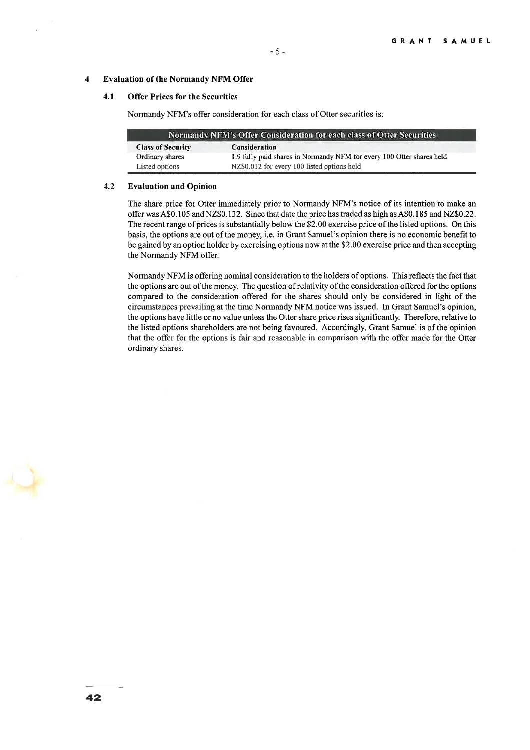## 4 Evaluation of the Normandy NFM Offer

### 4.1 Offer Prices for the Securities

Normandy NFM's offer consideration for each class of Otter securities is:

| Normandy NFM's Offer Consideration for each class of Otter Securities | |
|---|---|
| **Class of Security** | **Consideration** |
| Ordinary shares | 1.9 fully paid shares in Normandy NFM for every 100 Otter shares held |
| Listed options | NZ$0.012 for every 100 listed options held |

### 4.2 Evaluation and Opinion

The share price for Otter immediately prior to Normandy NFM's notice of its intention to make an offer was A$0.105 and NZ$0.132. Since that date the price has traded as high as A$0.185 and NZ$0.22. The recent range of prices is substantially below the $2.00 exercise price of the listed options. On this basis, the options are out of the money, i.e. in Grant Samuel's opinion there is no economic benefit to be gained by an option holder by exercising options now at the $2.00 exercise price and then accepting the Normandy NFM offer.

Normandy NFM is offering nominal consideration to the holders of options. This reflects the fact that the options are out of the money. The question of relativity of the consideration offered for the options compared to the consideration offered for the shares should only be considered in light of the circumstances prevailing at the time Normandy NFM notice was issued. In Grant Samuel's opinion, the options have little or no value unless the Otter share price rises significantly. Therefore, relative to the listed options shareholders are not being favoured. Accordingly, Grant Samuel is of the opinion that the offer for the options is fair and reasonable in comparison with the offer made for the Otter ordinary shares.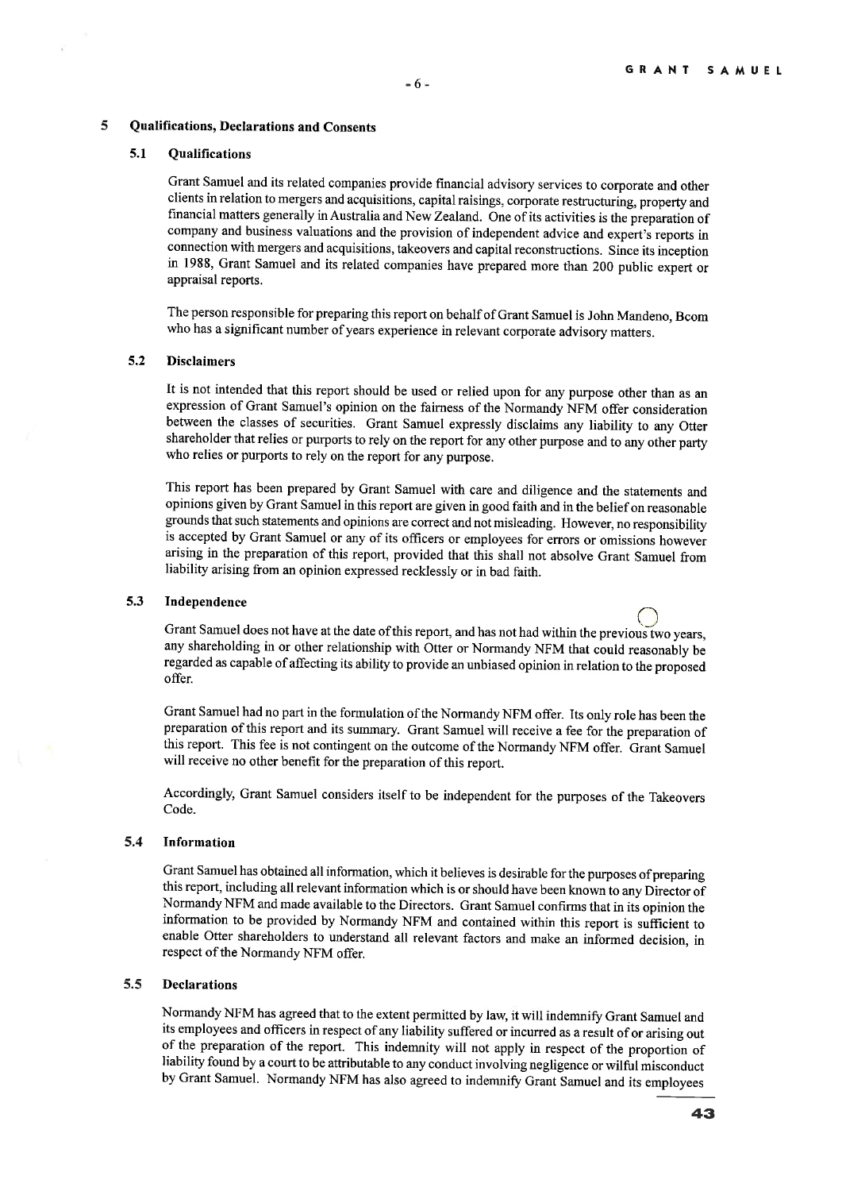## 5 Qualifications, Declarations and Consents

### 5.1 Qualifications

Grant Samuel and its related companies provide financial advisory services to corporate and other clients in relation to mergers and acquisitions, capital raisings, corporate restructuring, property and financial matters generally in Australia and New Zealand. One of its activities is the preparation of company and business valuations and the provision of independent advice and expert's reports in connection with mergers and acquisitions, takeovers and capital reconstructions. Since its inception in 1988, Grant Samuel and its related companies have prepared more than 200 public expert or appraisal reports.

The person responsible for preparing this report on behalf of Grant Samuel is John Mandeno, Bcom who has a significant number of years experience in relevant corporate advisory matters.

### 5.2 Disclaimers

It is not intended that this report should be used or relied upon for any purpose other than as an expression of Grant Samuel's opinion on the fairness of the Normandy NFM offer consideration between the classes of securities. Grant Samuel expressly disclaims any liability to any Otter shareholder that relies or purports to rely on the report for any other purpose and to any other party who relies or purports to rely on the report for any purpose.

This report has been prepared by Grant Samuel with care and diligence and the statements and opinions given by Grant Samuel in this report are given in good faith and in the belief on reasonable grounds that such statements and opinions are correct and not misleading. However, no responsibility is accepted by Grant Samuel or any of its officers or employees for errors or omissions however arising in the preparation of this report, provided that this shall not absolve Grant Samuel from liability arising from an opinion expressed recklessly or in bad faith.

### 5.3 Independence

Grant Samuel does not have at the date of this report, and has not had within the previous two years, any shareholding in or other relationship with Otter or Normandy NFM that could reasonably be regarded as capable of affecting its ability to provide an unbiased opinion in relation to the proposed offer.

Grant Samuel had no part in the formulation of the Normandy NFM offer. Its only role has been the preparation of this report and its summary. Grant Samuel will receive a fee for the preparation of this report. This fee is not contingent on the outcome of the Normandy NFM offer. Grant Samuel will receive no other benefit for the preparation of this report.

Accordingly, Grant Samuel considers itself to be independent for the purposes of the Takeovers Code.

### 5.4 Information

Grant Samuel has obtained all information, which it believes is desirable for the purposes of preparing this report, including all relevant information which is or should have been known to any Director of Normandy NFM and made available to the Directors. Grant Samuel confirms that in its opinion the information to be provided by Normandy NFM and contained within this report is sufficient to enable Otter shareholders to understand all relevant factors and make an informed decision, in respect of the Normandy NFM offer.

### 5.5 Declarations

Normandy NFM has agreed that to the extent permitted by law, it will indemnify Grant Samuel and its employees and officers in respect of any liability suffered or incurred as a result of or arising out of the preparation of the report. This indemnity will not apply in respect of the proportion of liability found by a court to be attributable to any conduct involving negligence or wilful misconduct by Grant Samuel. Normandy NFM has also agreed to indemnify Grant Samuel and its employees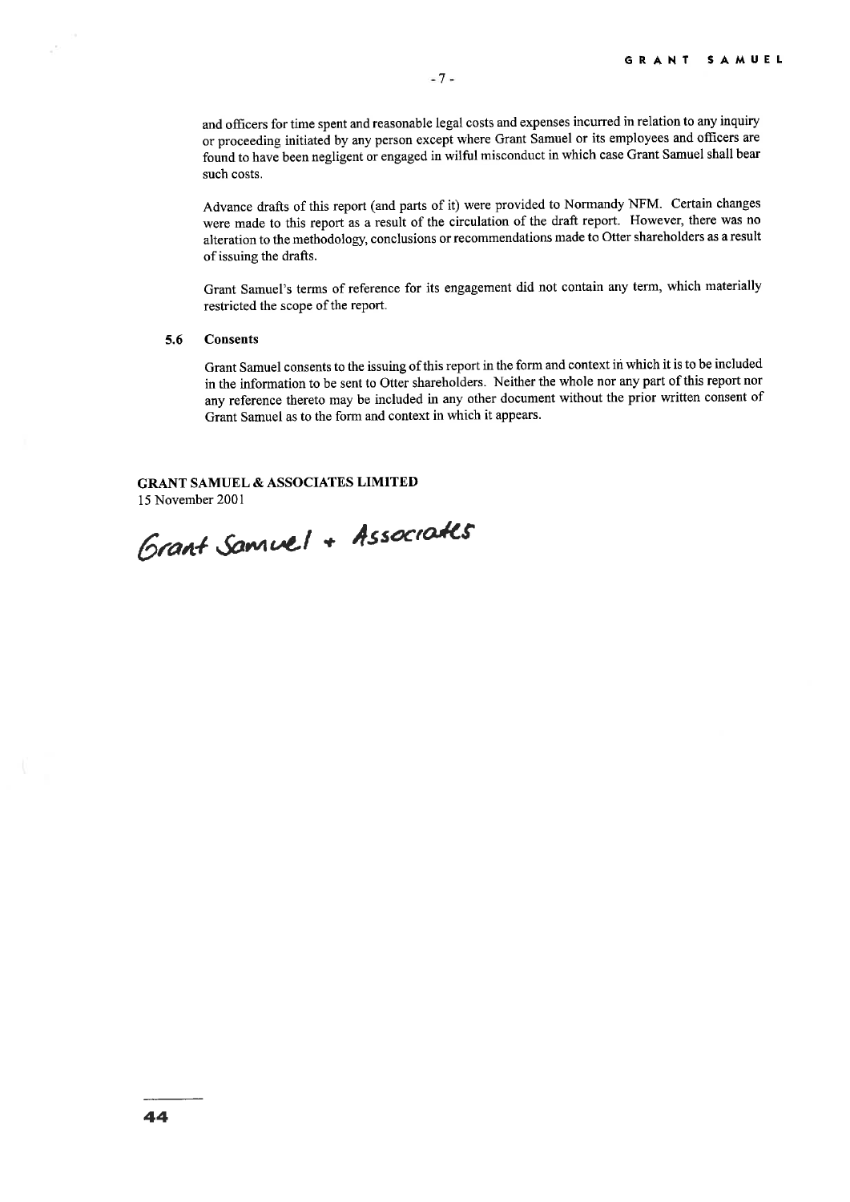and officers for time spent and reasonable legal costs and expenses incurred in relation to any inquiry or proceeding initiated by any person except where Grant Samuel or its employees and officers are found to have been negligent or engaged in wilful misconduct in which case Grant Samuel shall bear such costs.

Advance drafts of this report (and parts of it) were provided to Normandy NFM. Certain changes were made to this report as a result of the circulation of the draft report. However, there was no alteration to the methodology, conclusions or recommendations made to Otter shareholders as a result of issuing the drafts.

Grant Samuel's terms of reference for its engagement did not contain any term, which materially restricted the scope of the report.

### 5.6 Consents

Grant Samuel consents to the issuing of this report in the form and context in which it is to be included in the information to be sent to Otter shareholders. Neither the whole nor any part of this report nor any reference thereto may be included in any other document without the prior written consent of Grant Samuel as to the form and context in which it appears.

**GRANT SAMUEL & ASSOCIATES LIMITED**
15 November 2001

*Grant Samuel + Associates*